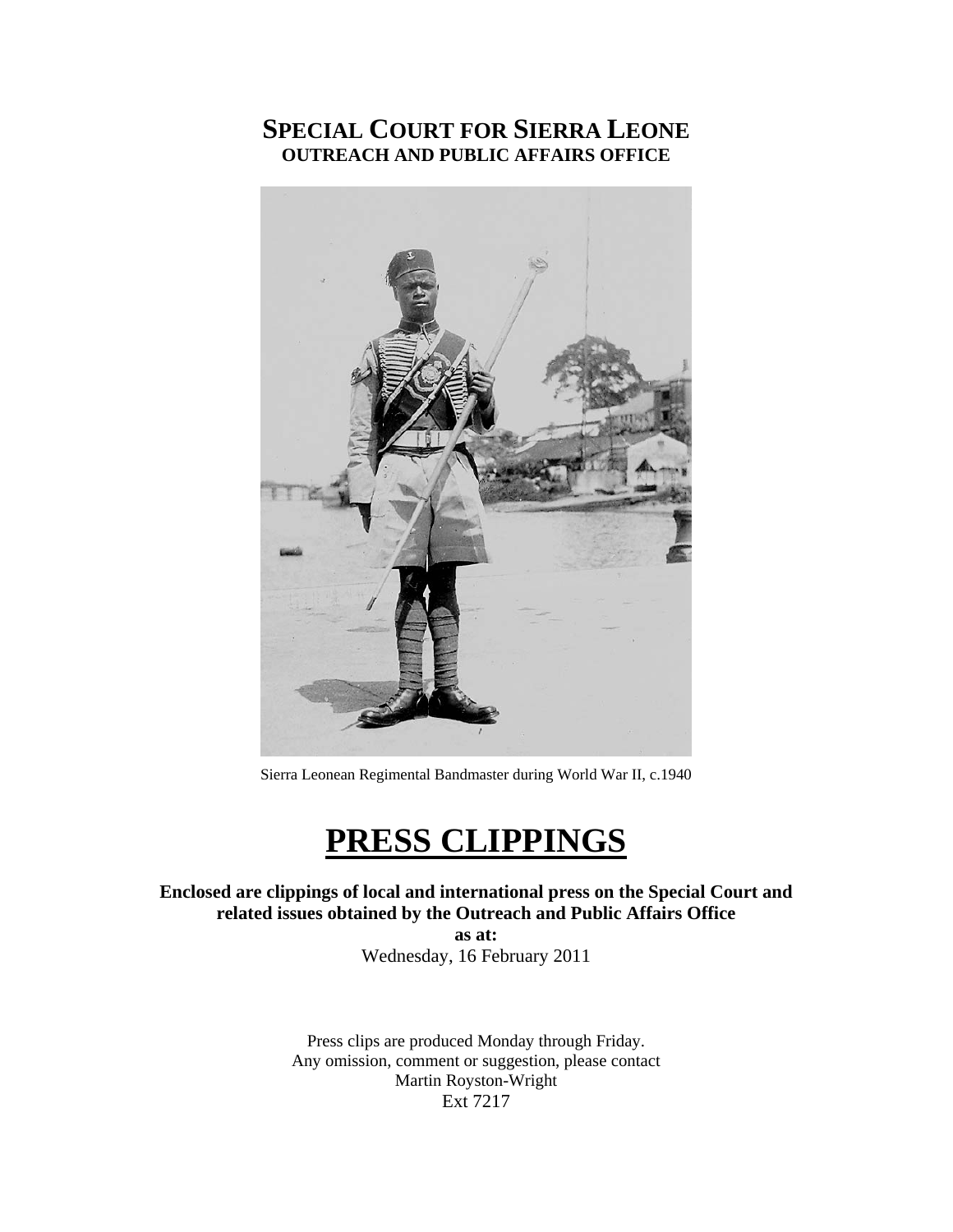# SPECIAL COURT FOR SIERRA LEONE
## OUTREACH AND PUBLIC AFFAIRS OFFICE

Sierra Leonean Regimental Bandmaster during World War II, c.1940

# PRESS CLIPPINGS

**Enclosed are clippings of local and international press on the Special Court and related issues obtained by the Outreach and Public Affairs Office**

**as at:**

Wednesday, 16 February 2011

Press clips are produced Monday through Friday.
Any omission, comment or suggestion, please contact
Martin Royston-Wright
Ext 7217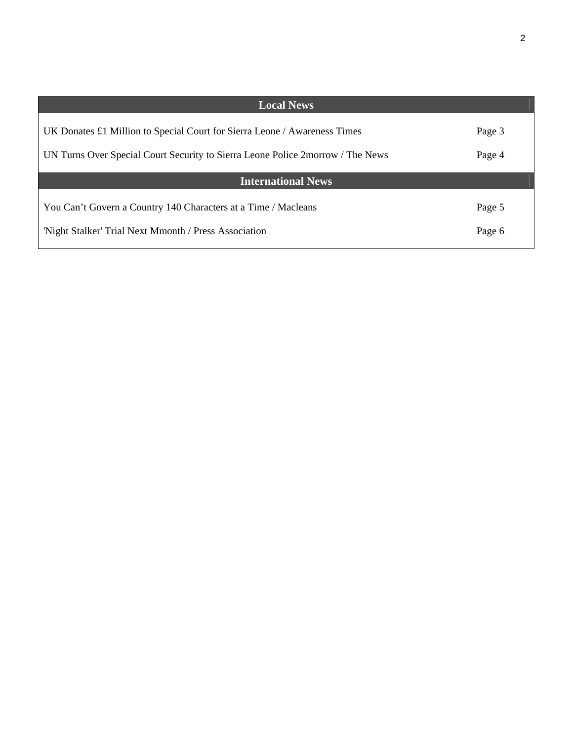| Local News | |
|---|---|
| UK Donates £1 Million to Special Court for Sierra Leone / Awareness Times | Page 3 |
| UN Turns Over Special Court Security to Sierra Leone Police 2morrow / The News | Page 4 |
| **International News** | |
| You Can't Govern a Country 140 Characters at a Time / Macleans | Page 5 |
| 'Night Stalker' Trial Next Mmonth / Press Association | Page 6 |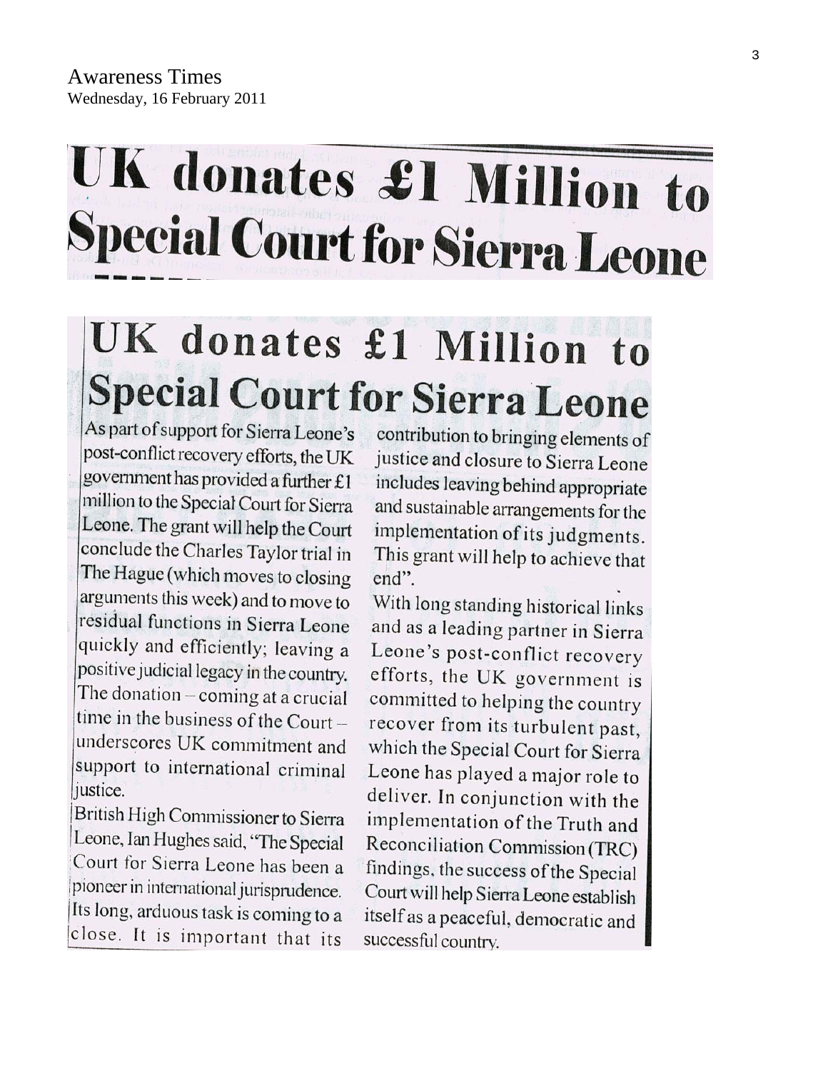Awareness Times
Wednesday, 16 February 2011

# UK donates £1 Million to Special Court for Sierra Leone

## UK donates £1 Million to Special Court for Sierra Leone

As part of support for Sierra Leone's post-conflict recovery efforts, the UK government has provided a further £1 million to the Special Court for Sierra Leone. The grant will help the Court conclude the Charles Taylor trial in The Hague (which moves to closing arguments this week) and to move to residual functions in Sierra Leone quickly and efficiently; leaving a positive judicial legacy in the country. The donation – coming at a crucial time in the business of the Court – underscores UK commitment and support to international criminal justice.

British High Commissioner to Sierra Leone, Ian Hughes said, "The Special Court for Sierra Leone has been a pioneer in international jurisprudence. Its long, arduous task is coming to a close. It is important that its contribution to bringing elements of justice and closure to Sierra Leone includes leaving behind appropriate and sustainable arrangements for the implementation of its judgments. This grant will help to achieve that end".

With long standing historical links and as a leading partner in Sierra Leone's post-conflict recovery efforts, the UK government is committed to helping the country recover from its turbulent past, which the Special Court for Sierra Leone has played a major role to deliver. In conjunction with the implementation of the Truth and Reconciliation Commission (TRC) findings, the success of the Special Court will help Sierra Leone establish itself as a peaceful, democratic and successful country.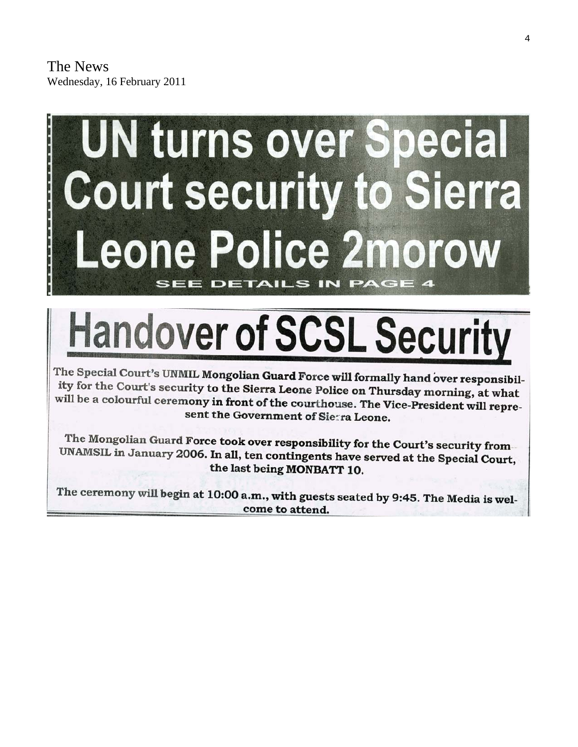The News
Wednesday, 16 February 2011

# UN turns over Special Court security to Sierra Leone Police 2morow

SEE DETAILS IN PAGE 4

# Handover of SCSL Security

**The Special Court's UNMIL Mongolian Guard Force will formally hand over responsibility for the Court's security to the Sierra Leone Police on Thursday morning, at what will be a colourful ceremony in front of the courthouse. The Vice-President will represent the Government of Sierra Leone.**

**The Mongolian Guard Force took over responsibility for the Court's security from UNAMSIL in January 2006. In all, ten contingents have served at the Special Court, the last being MONBATT 10.**

**The ceremony will begin at 10:00 a.m., with guests seated by 9:45. The Media is welcome to attend.**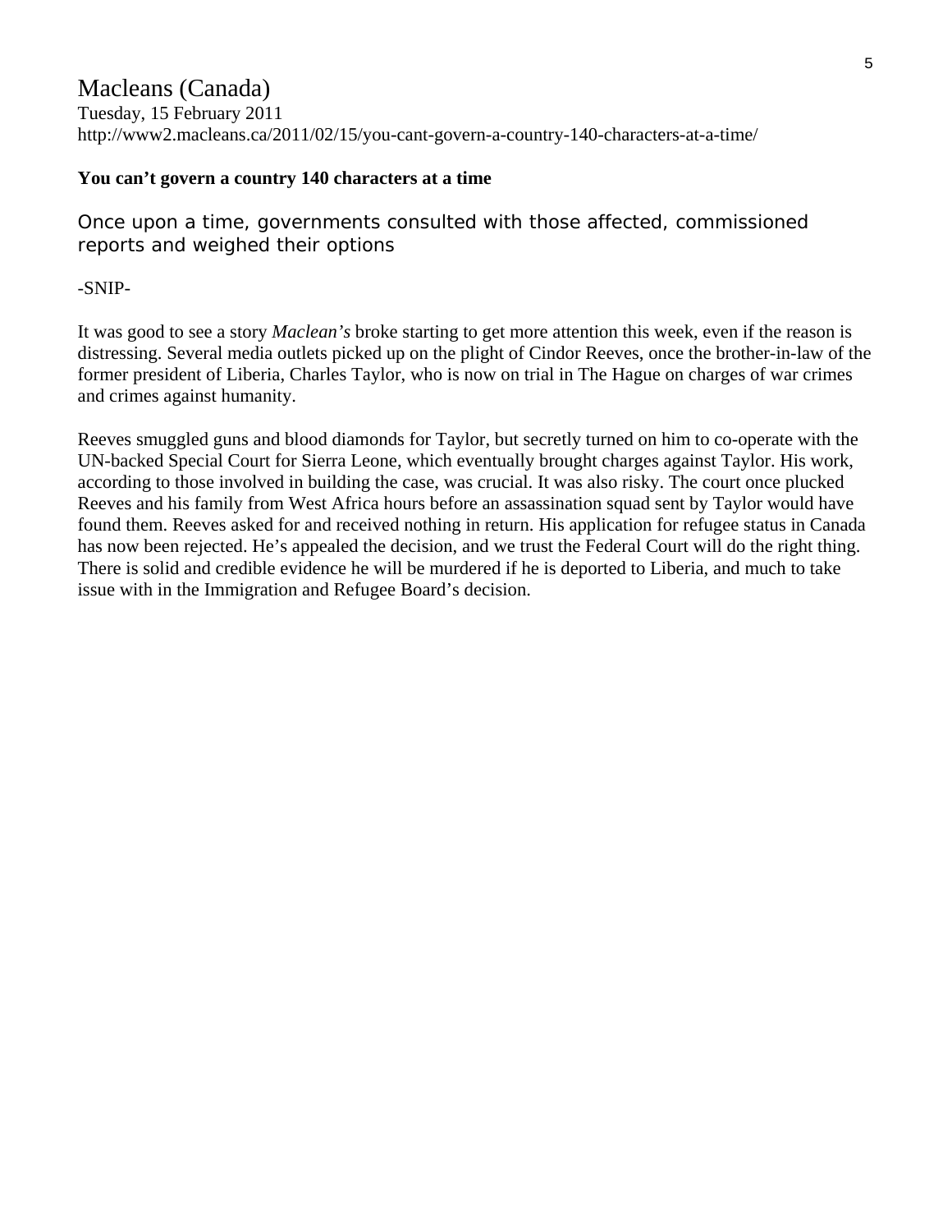Macleans (Canada)
Tuesday, 15 February 2011
http://www2.macleans.ca/2011/02/15/you-cant-govern-a-country-140-characters-at-a-time/

**You can't govern a country 140 characters at a time**

Once upon a time, governments consulted with those affected, commissioned reports and weighed their options

-SNIP-

It was good to see a story *Maclean's* broke starting to get more attention this week, even if the reason is distressing. Several media outlets picked up on the plight of Cindor Reeves, once the brother-in-law of the former president of Liberia, Charles Taylor, who is now on trial in The Hague on charges of war crimes and crimes against humanity.

Reeves smuggled guns and blood diamonds for Taylor, but secretly turned on him to co-operate with the UN-backed Special Court for Sierra Leone, which eventually brought charges against Taylor. His work, according to those involved in building the case, was crucial. It was also risky. The court once plucked Reeves and his family from West Africa hours before an assassination squad sent by Taylor would have found them. Reeves asked for and received nothing in return. His application for refugee status in Canada has now been rejected. He's appealed the decision, and we trust the Federal Court will do the right thing. There is solid and credible evidence he will be murdered if he is deported to Liberia, and much to take issue with in the Immigration and Refugee Board's decision.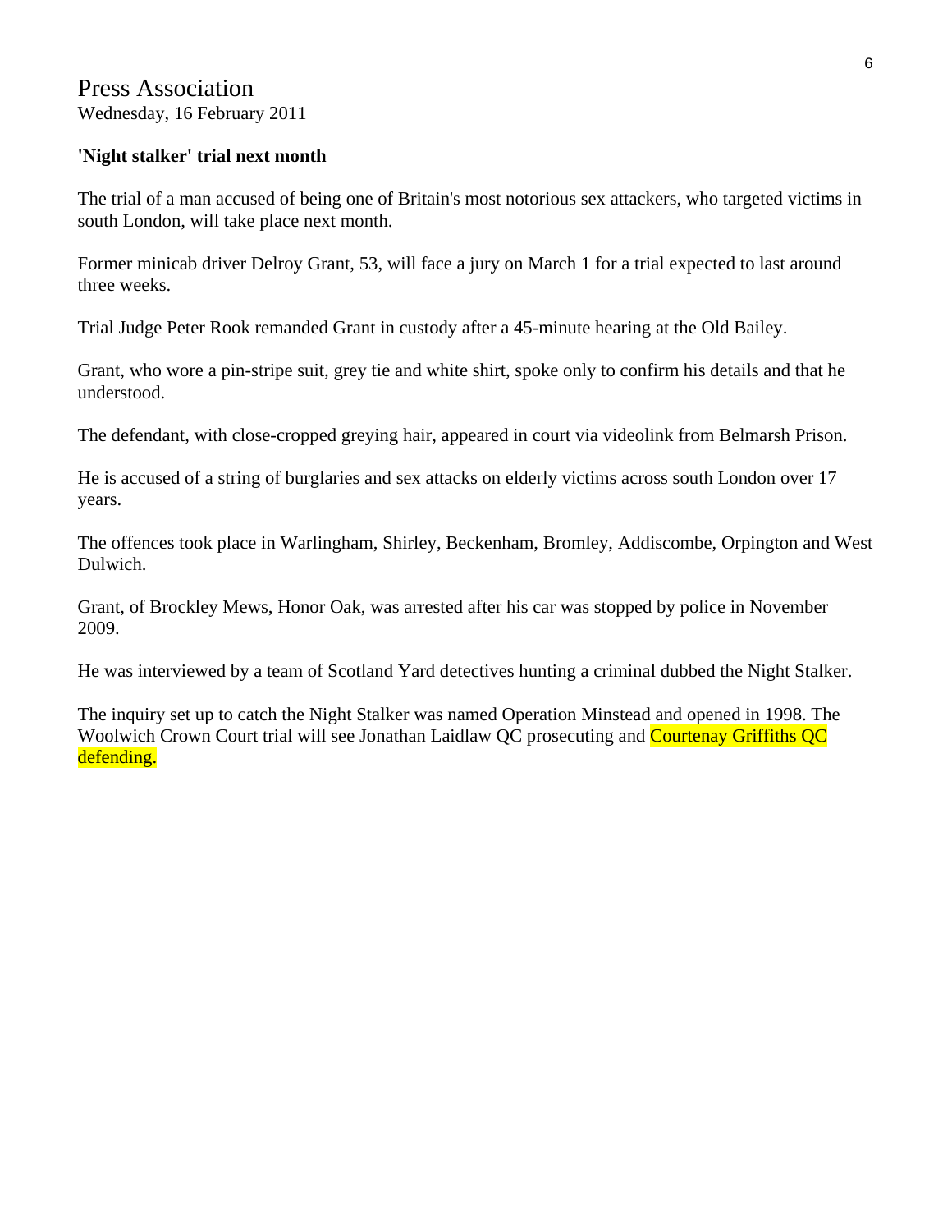Press Association
Wednesday, 16 February 2011

**'Night stalker' trial next month**

The trial of a man accused of being one of Britain's most notorious sex attackers, who targeted victims in south London, will take place next month.

Former minicab driver Delroy Grant, 53, will face a jury on March 1 for a trial expected to last around three weeks.

Trial Judge Peter Rook remanded Grant in custody after a 45-minute hearing at the Old Bailey.

Grant, who wore a pin-stripe suit, grey tie and white shirt, spoke only to confirm his details and that he understood.

The defendant, with close-cropped greying hair, appeared in court via videolink from Belmarsh Prison.

He is accused of a string of burglaries and sex attacks on elderly victims across south London over 17 years.

The offences took place in Warlingham, Shirley, Beckenham, Bromley, Addiscombe, Orpington and West Dulwich.

Grant, of Brockley Mews, Honor Oak, was arrested after his car was stopped by police in November 2009.

He was interviewed by a team of Scotland Yard detectives hunting a criminal dubbed the Night Stalker.

The inquiry set up to catch the Night Stalker was named Operation Minstead and opened in 1998. The Woolwich Crown Court trial will see Jonathan Laidlaw QC prosecuting and Courtenay Griffiths QC defending.